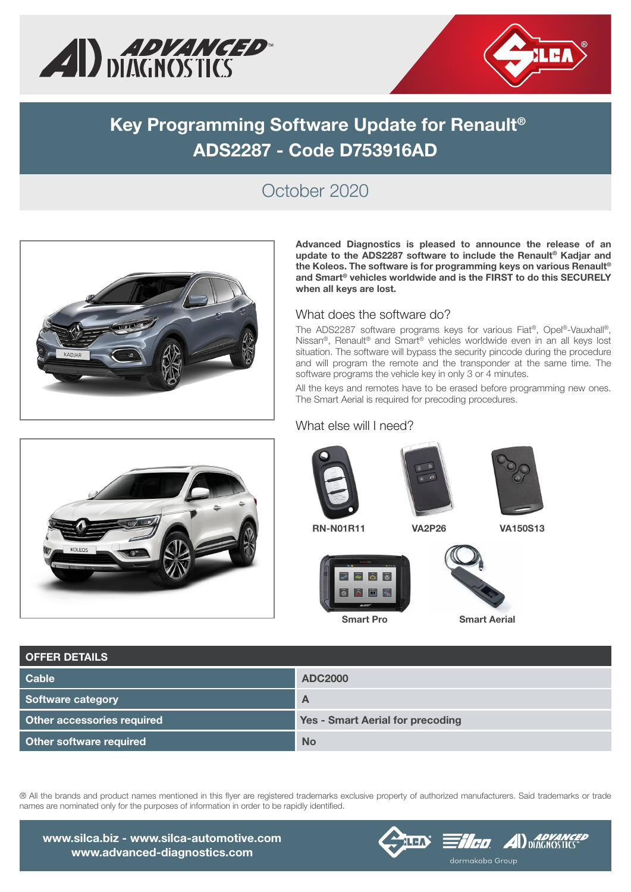# Key Programming Software Update for Renault®
# ADS2287 - Code D753916AD

## October 2020

**Advanced Diagnostics is pleased to announce the release of an update to the ADS2287 software to include the Renault® Kadjar and the Koleos. The software is for programming keys on various Renault® and Smart® vehicles worldwide and is the FIRST to do this SECURELY when all keys are lost.**

### What does the software do?

The ADS2287 software programs keys for various Fiat®, Opel®-Vauxhall®, Nissan®, Renault® and Smart® vehicles worldwide even in an all keys lost situation. The software will bypass the security pincode during the procedure and will program the remote and the transponder at the same time. The software programs the vehicle key in only 3 or 4 minutes.

All the keys and remotes have to be erased before programming new ones. The Smart Aerial is required for precoding procedures.

### What else will I need?

**RN-N01R11** **VA2P26** **VA150S13**

**Smart Pro** **Smart Aerial**

| OFFER DETAILS | |
|---|---|
| Cable | ADC2000 |
| Software category | A |
| Other accessories required | Yes - Smart Aerial for precoding |
| Other software required | No |

® All the brands and product names mentioned in this flyer are registered trademarks exclusive property of authorized manufacturers. Said trademarks or trade names are nominated only for the purposes of information in order to be rapidly identified.

**www.silca.biz - www.silca-automotive.com**
**www.advanced-diagnostics.com**

dormakaba Group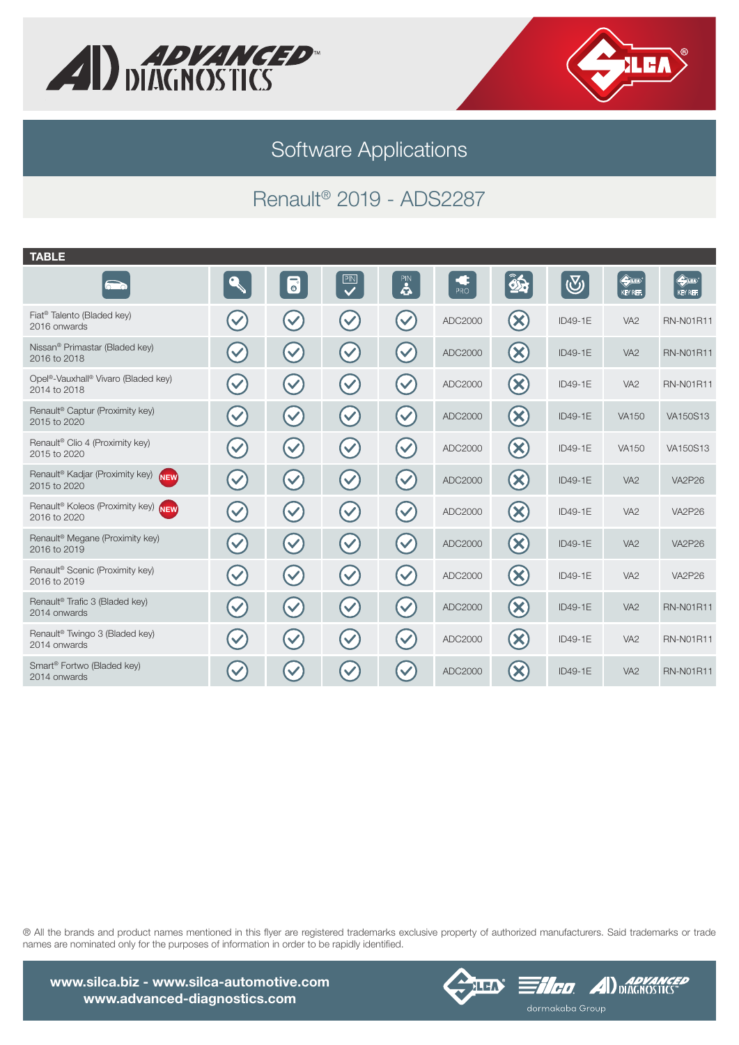# Software Applications

## Renault® 2019 - ADS2287

**TABLE**

| | | | PIN | PIN | PRO | | | KEY REF. | KEY REF. |
|---|---|---|---|---|---|---|---|---|---|
| Fiat® Talento (Bladed key) 2016 onwards | ✓ | ✓ | ✓ | ✓ | ADC2000 | ✗ | ID49-1E | VA2 | RN-N01R11 |
| Nissan® Primastar (Bladed key) 2016 to 2018 | ✓ | ✓ | ✓ | ✓ | ADC2000 | ✗ | ID49-1E | VA2 | RN-N01R11 |
| Opel®-Vauxhall® Vivaro (Bladed key) 2014 to 2018 | ✓ | ✓ | ✓ | ✓ | ADC2000 | ✗ | ID49-1E | VA2 | RN-N01R11 |
| Renault® Captur (Proximity key) 2015 to 2020 | ✓ | ✓ | ✓ | ✓ | ADC2000 | ✗ | ID49-1E | VA150 | VA150S13 |
| Renault® Clio 4 (Proximity key) 2015 to 2020 | ✓ | ✓ | ✓ | ✓ | ADC2000 | ✗ | ID49-1E | VA150 | VA150S13 |
| Renault® Kadjar (Proximity key) NEW 2015 to 2020 | ✓ | ✓ | ✓ | ✓ | ADC2000 | ✗ | ID49-1E | VA2 | VA2P26 |
| Renault® Koleos (Proximity key) NEW 2016 to 2020 | ✓ | ✓ | ✓ | ✓ | ADC2000 | ✗ | ID49-1E | VA2 | VA2P26 |
| Renault® Megane (Proximity key) 2016 to 2019 | ✓ | ✓ | ✓ | ✓ | ADC2000 | ✗ | ID49-1E | VA2 | VA2P26 |
| Renault® Scenic (Proximity key) 2016 to 2019 | ✓ | ✓ | ✓ | ✓ | ADC2000 | ✗ | ID49-1E | VA2 | VA2P26 |
| Renault® Trafic 3 (Bladed key) 2014 onwards | ✓ | ✓ | ✓ | ✓ | ADC2000 | ✗ | ID49-1E | VA2 | RN-N01R11 |
| Renault® Twingo 3 (Bladed key) 2014 onwards | ✓ | ✓ | ✓ | ✓ | ADC2000 | ✗ | ID49-1E | VA2 | RN-N01R11 |
| Smart® Fortwo (Bladed key) 2014 onwards | ✓ | ✓ | ✓ | ✓ | ADC2000 | ✗ | ID49-1E | VA2 | RN-N01R11 |

® All the brands and product names mentioned in this flyer are registered trademarks exclusive property of authorized manufacturers. Said trademarks or trade names are nominated only for the purposes of information in order to be rapidly identified.

**www.silca.biz - www.silca-automotive.com**
**www.advanced-diagnostics.com**

dormakaba Group